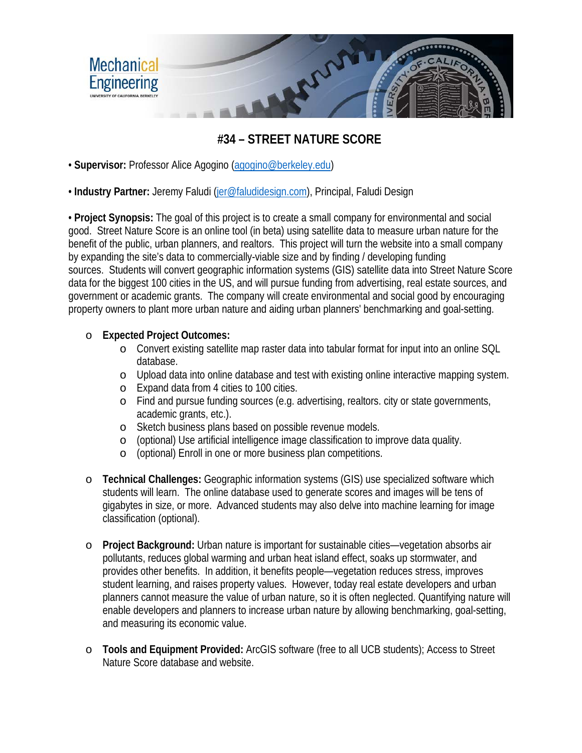# #34 – STREET NATURE SCORE

- **Supervisor:** Professor Alice Agogino (agogino@berkeley.edu)

- **Industry Partner:** Jeremy Faludi (jer@faludidesign.com), Principal, Faludi Design

- **Project Synopsis:** The goal of this project is to create a small company for environmental and social good. Street Nature Score is an online tool (in beta) using satellite data to measure urban nature for the benefit of the public, urban planners, and realtors. This project will turn the website into a small company by expanding the site's data to commercially-viable size and by finding / developing funding sources. Students will convert geographic information systems (GIS) satellite data into Street Nature Score data for the biggest 100 cities in the US, and will pursue funding from advertising, real estate sources, and government or academic grants. The company will create environmental and social good by encouraging property owners to plant more urban nature and aiding urban planners' benchmarking and goal-setting.

  - **Expected Project Outcomes:**
    - Convert existing satellite map raster data into tabular format for input into an online SQL database.
    - Upload data into online database and test with existing online interactive mapping system.
    - Expand data from 4 cities to 100 cities.
    - Find and pursue funding sources (e.g. advertising, realtors. city or state governments, academic grants, etc.).
    - Sketch business plans based on possible revenue models.
    - (optional) Use artificial intelligence image classification to improve data quality.
    - (optional) Enroll in one or more business plan competitions.

  - **Technical Challenges:** Geographic information systems (GIS) use specialized software which students will learn. The online database used to generate scores and images will be tens of gigabytes in size, or more. Advanced students may also delve into machine learning for image classification (optional).

  - **Project Background:** Urban nature is important for sustainable cities—vegetation absorbs air pollutants, reduces global warming and urban heat island effect, soaks up stormwater, and provides other benefits. In addition, it benefits people—vegetation reduces stress, improves student learning, and raises property values. However, today real estate developers and urban planners cannot measure the value of urban nature, so it is often neglected. Quantifying nature will enable developers and planners to increase urban nature by allowing benchmarking, goal-setting, and measuring its economic value.

  - **Tools and Equipment Provided:** ArcGIS software (free to all UCB students); Access to Street Nature Score database and website.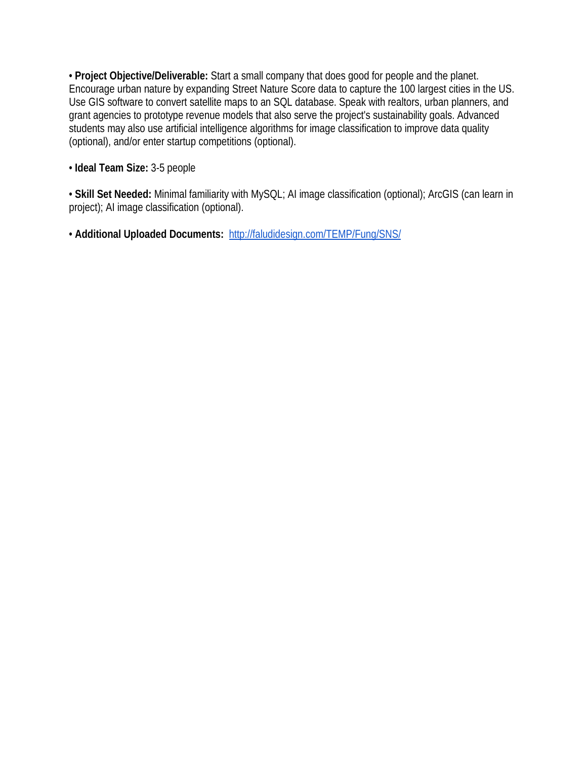- **Project Objective/Deliverable:** Start a small company that does good for people and the planet. Encourage urban nature by expanding Street Nature Score data to capture the 100 largest cities in the US. Use GIS software to convert satellite maps to an SQL database. Speak with realtors, urban planners, and grant agencies to prototype revenue models that also serve the project's sustainability goals. Advanced students may also use artificial intelligence algorithms for image classification to improve data quality (optional), and/or enter startup competitions (optional).

- **Ideal Team Size:** 3-5 people

- **Skill Set Needed:** Minimal familiarity with MySQL; AI image classification (optional); ArcGIS (can learn in project); AI image classification (optional).

- **Additional Uploaded Documents:** [http://faludidesign.com/TEMP/Fung/SNS/](http://faludidesign.com/TEMP/Fung/SNS/)